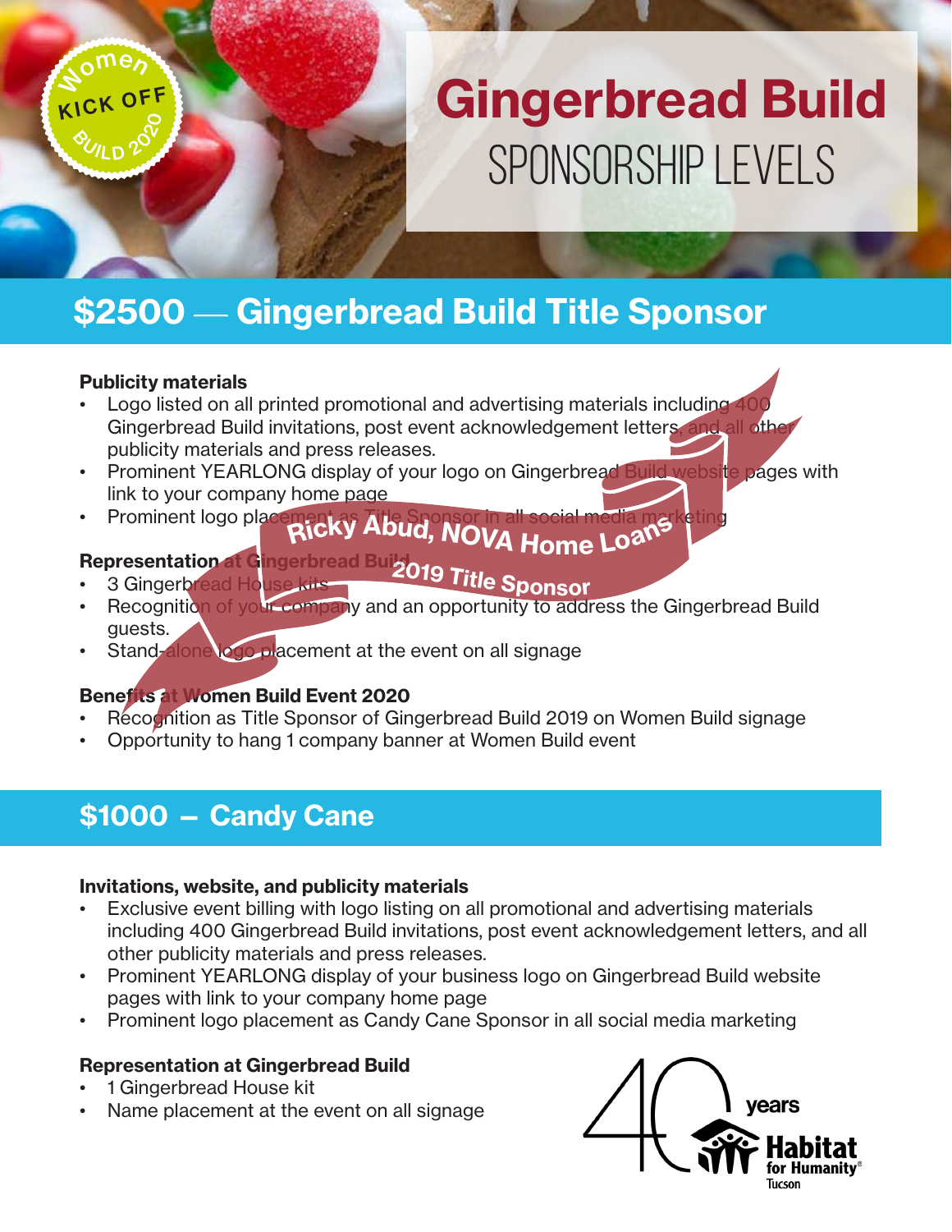Women KICK OFF BUILD 2020

# Gingerbread Build

## SPONSORSHIP LEVELS

## $2500 — Gingerbread Build Title Sponsor

Ricky Abud, NOVA Home Loans
2019 Title Sponsor

**Publicity materials**

- Logo listed on all printed promotional and advertising materials including 400 Gingerbread Build invitations, post event acknowledgement letters, and all other publicity materials and press releases.
- Prominent YEARLONG display of your logo on Gingerbread Build website pages with link to your company home page
- Prominent logo placement as Title Sponsor in all social media marketing

**Representation at Gingerbread Build**

- 3 Gingerbread House kits
- Recognition of your company and an opportunity to address the Gingerbread Build guests.
- Stand-alone logo placement at the event on all signage

**Benefits at Women Build Event 2020**

- Recognition as Title Sponsor of Gingerbread Build 2019 on Women Build signage
- Opportunity to hang 1 company banner at Women Build event

## $1000 – Candy Cane

**Invitations, website, and publicity materials**

- Exclusive event billing with logo listing on all promotional and advertising materials including 400 Gingerbread Build invitations, post event acknowledgement letters, and all other publicity materials and press releases.
- Prominent YEARLONG display of your business logo on Gingerbread Build website pages with link to your company home page
- Prominent logo placement as Candy Cane Sponsor in all social media marketing

**Representation at Gingerbread Build**

- 1 Gingerbread House kit
- Name placement at the event on all signage

40 years Habitat for Humanity® Tucson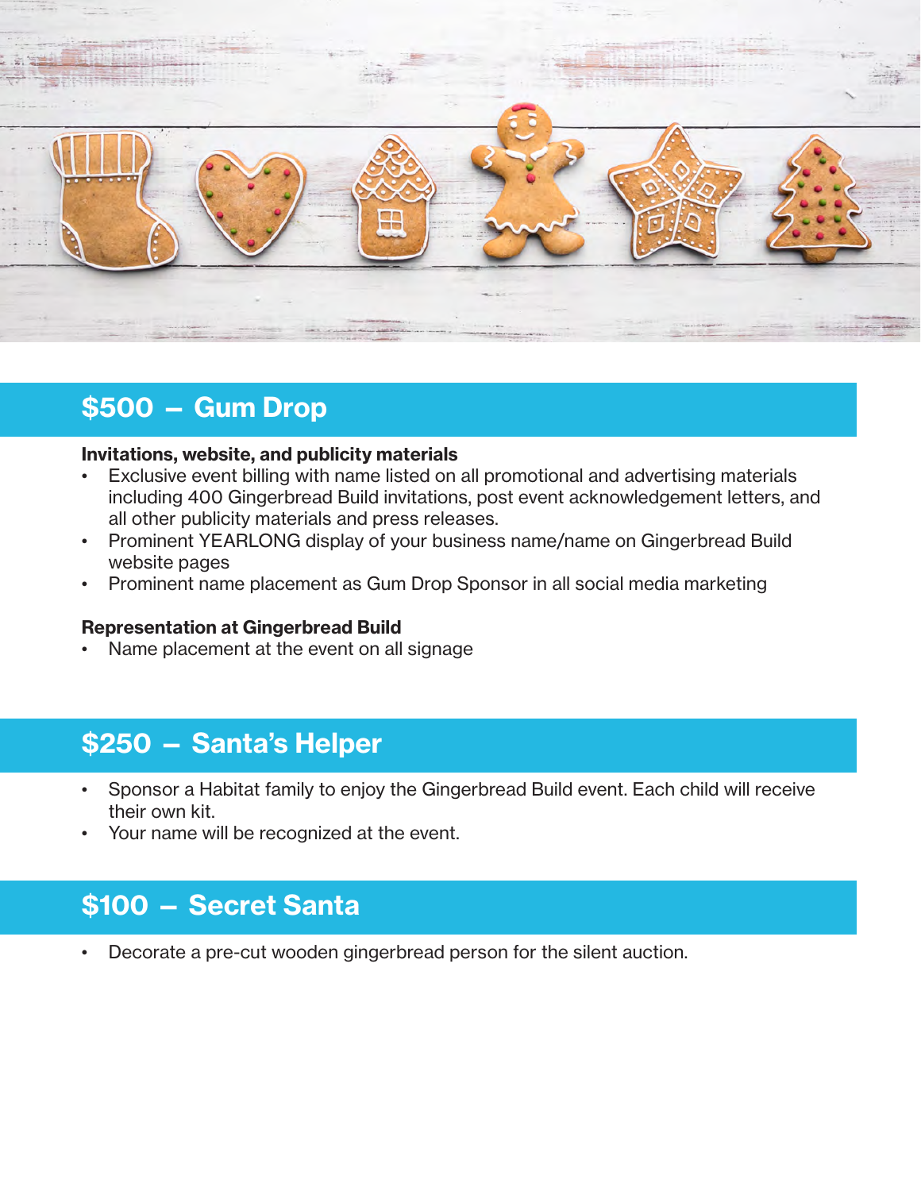## $500 – Gum Drop

**Invitations, website, and publicity materials**

- Exclusive event billing with name listed on all promotional and advertising materials including 400 Gingerbread Build invitations, post event acknowledgement letters, and all other publicity materials and press releases.
- Prominent YEARLONG display of your business name/name on Gingerbread Build website pages
- Prominent name placement as Gum Drop Sponsor in all social media marketing

**Representation at Gingerbread Build**

- Name placement at the event on all signage

## $250 – Santa's Helper

- Sponsor a Habitat family to enjoy the Gingerbread Build event. Each child will receive their own kit.
- Your name will be recognized at the event.

## $100 – Secret Santa

- Decorate a pre-cut wooden gingerbread person for the silent auction.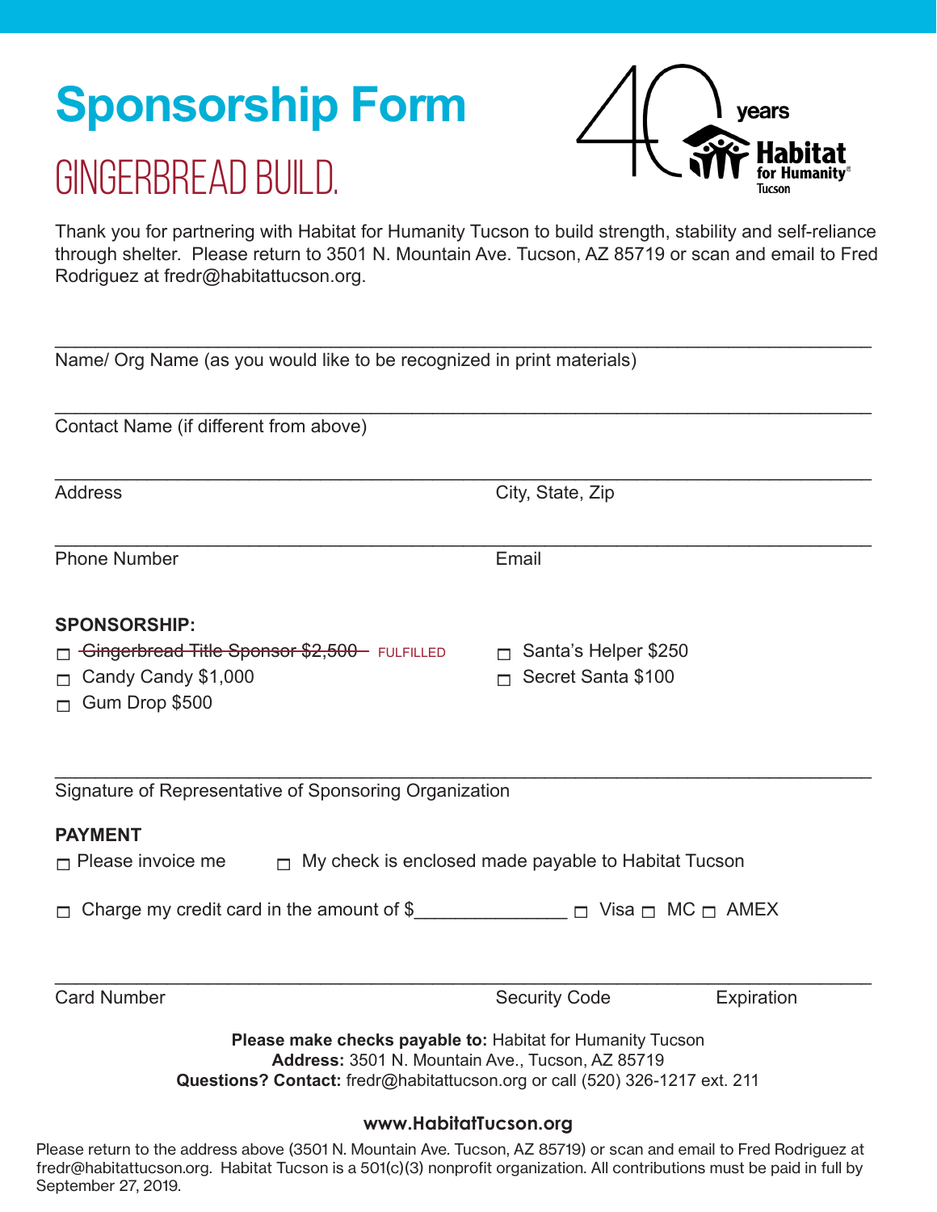# Sponsorship Form

## GINGERBREAD BUILD.

40 years Habitat for Humanity® Tucson

Thank you for partnering with Habitat for Humanity Tucson to build strength, stability and self-reliance through shelter. Please return to 3501 N. Mountain Ave. Tucson, AZ 85719 or scan and email to Fred Rodriguez at fredr@habitattucson.org.

\_\_\_\_\_\_\_\_\_\_\_\_\_\_\_\_\_\_\_\_\_\_\_\_\_\_\_\_\_\_\_\_\_\_\_\_\_\_\_\_\_\_\_\_\_\_\_\_\_\_\_\_\_\_\_\_\_\_\_\_\_\_\_\_\_\_\_\_\_\_\_\_

Name/ Org Name (as you would like to be recognized in print materials)

\_\_\_\_\_\_\_\_\_\_\_\_\_\_\_\_\_\_\_\_\_\_\_\_\_\_\_\_\_\_\_\_\_\_\_\_\_\_\_\_\_\_\_\_\_\_\_\_\_\_\_\_\_\_\_\_\_\_\_\_\_\_\_\_\_\_\_\_\_\_\_\_

Contact Name (if different from above)

\_\_\_\_\_\_\_\_\_\_\_\_\_\_\_\_\_\_\_\_\_\_\_\_\_\_\_\_\_\_\_\_\_\_\_\_\_\_\_\_\_\_\_\_\_\_\_\_\_\_\_\_\_\_\_\_\_\_\_\_\_\_\_\_\_\_\_\_\_\_\_\_

Address | City, State, Zip

\_\_\_\_\_\_\_\_\_\_\_\_\_\_\_\_\_\_\_\_\_\_\_\_\_\_\_\_\_\_\_\_\_\_\_\_\_\_\_\_\_\_\_\_\_\_\_\_\_\_\_\_\_\_\_\_\_\_\_\_\_\_\_\_\_\_\_\_\_\_\_\_

Phone Number | Email

**SPONSORSHIP:**

- ☐ ~~Gingerbread Title Sponsor $2,500~~ FULFILLED
- ☐ Candy Candy $1,000
- ☐ Gum Drop $500
- ☐ Santa's Helper $250
- ☐ Secret Santa $100

\_\_\_\_\_\_\_\_\_\_\_\_\_\_\_\_\_\_\_\_\_\_\_\_\_\_\_\_\_\_\_\_\_\_\_\_\_\_\_\_\_\_\_\_\_\_\_\_\_\_\_\_\_\_\_\_\_\_\_\_\_\_\_\_\_\_\_\_\_\_\_\_

Signature of Representative of Sponsoring Organization

**PAYMENT**

☐ Please invoice me  ☐ My check is enclosed made payable to Habitat Tucson

☐ Charge my credit card in the amount of $\_\_\_\_\_\_\_\_\_\_\_\_\_\_\_ ☐ Visa ☐ MC ☐ AMEX

\_\_\_\_\_\_\_\_\_\_\_\_\_\_\_\_\_\_\_\_\_\_\_\_\_\_\_\_\_\_\_\_\_\_\_\_\_\_\_\_\_\_\_\_\_\_\_\_\_\_\_\_\_\_\_\_\_\_\_\_\_\_\_\_\_\_\_\_\_\_\_\_

Card Number | Security Code | Expiration

**Please make checks payable to:** Habitat for Humanity Tucson
**Address:** 3501 N. Mountain Ave., Tucson, AZ 85719
**Questions? Contact:** fredr@habitattucson.org or call (520) 326-1217 ext. 211

**www.HabitatTucson.org**

Please return to the address above (3501 N. Mountain Ave. Tucson, AZ 85719) or scan and email to Fred Rodriguez at fredr@habitattucson.org. Habitat Tucson is a 501(c)(3) nonprofit organization. All contributions must be paid in full by September 27, 2019.